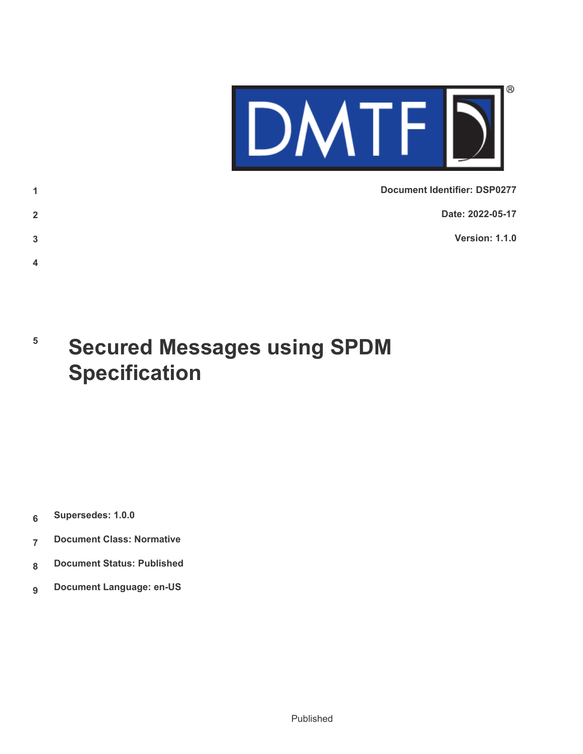Document Identifier: DSP0277

Date: 2022-05-17

Version: 1.1.0

# Secured Messages using SPDM Specification

**Supersedes: 1.0.0**

**Document Class: Normative**

**Document Status: Published**

**Document Language: en-US**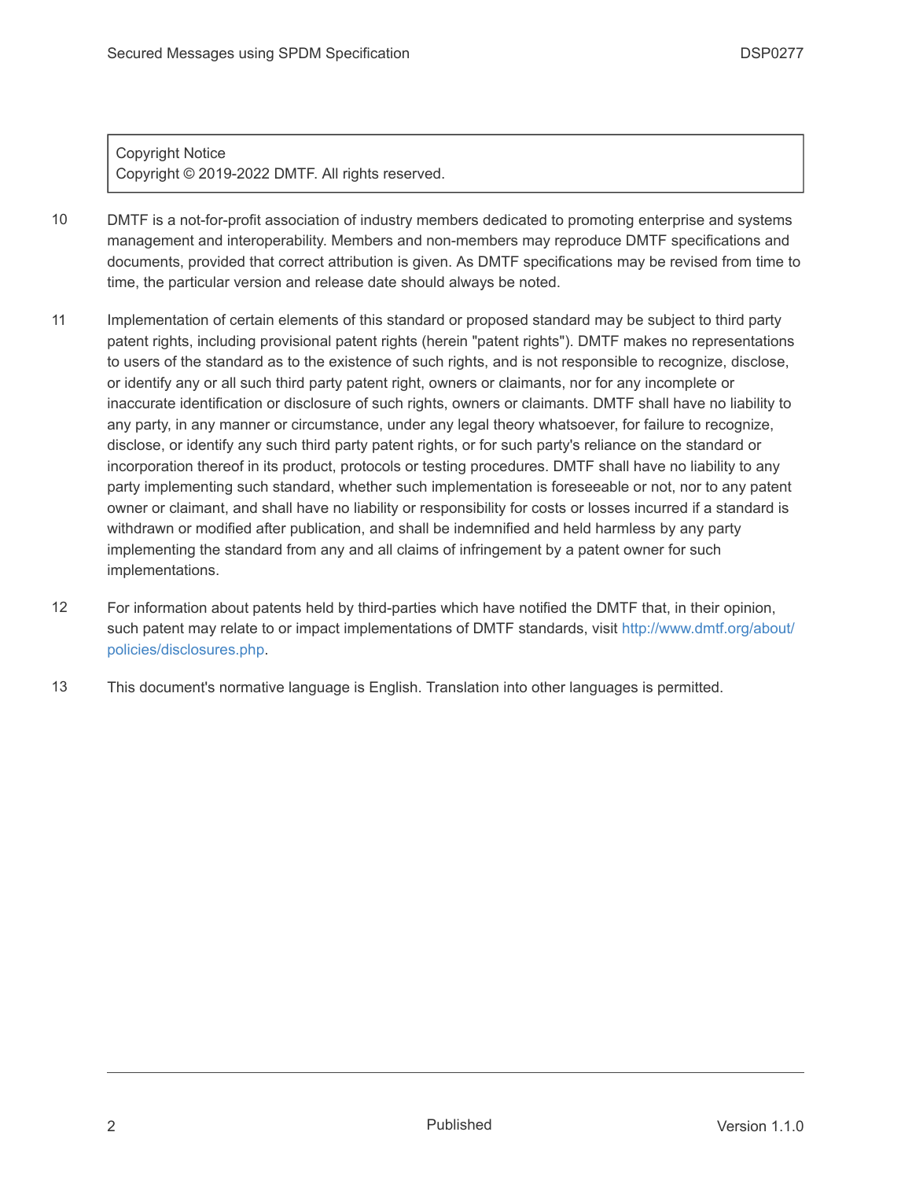Copyright Notice
Copyright © 2019-2022 DMTF. All rights reserved.

10 DMTF is a not-for-profit association of industry members dedicated to promoting enterprise and systems management and interoperability. Members and non-members may reproduce DMTF specifications and documents, provided that correct attribution is given. As DMTF specifications may be revised from time to time, the particular version and release date should always be noted.

11 Implementation of certain elements of this standard or proposed standard may be subject to third party patent rights, including provisional patent rights (herein "patent rights"). DMTF makes no representations to users of the standard as to the existence of such rights, and is not responsible to recognize, disclose, or identify any or all such third party patent right, owners or claimants, nor for any incomplete or inaccurate identification or disclosure of such rights, owners or claimants. DMTF shall have no liability to any party, in any manner or circumstance, under any legal theory whatsoever, for failure to recognize, disclose, or identify any such third party patent rights, or for such party's reliance on the standard or incorporation thereof in its product, protocols or testing procedures. DMTF shall have no liability to any party implementing such standard, whether such implementation is foreseeable or not, nor to any patent owner or claimant, and shall have no liability or responsibility for costs or losses incurred if a standard is withdrawn or modified after publication, and shall be indemnified and held harmless by any party implementing the standard from any and all claims of infringement by a patent owner for such implementations.

12 For information about patents held by third-parties which have notified the DMTF that, in their opinion, such patent may relate to or impact implementations of DMTF standards, visit [http://www.dmtf.org/about/policies/disclosures.php](http://www.dmtf.org/about/policies/disclosures.php).

13 This document's normative language is English. Translation into other languages is permitted.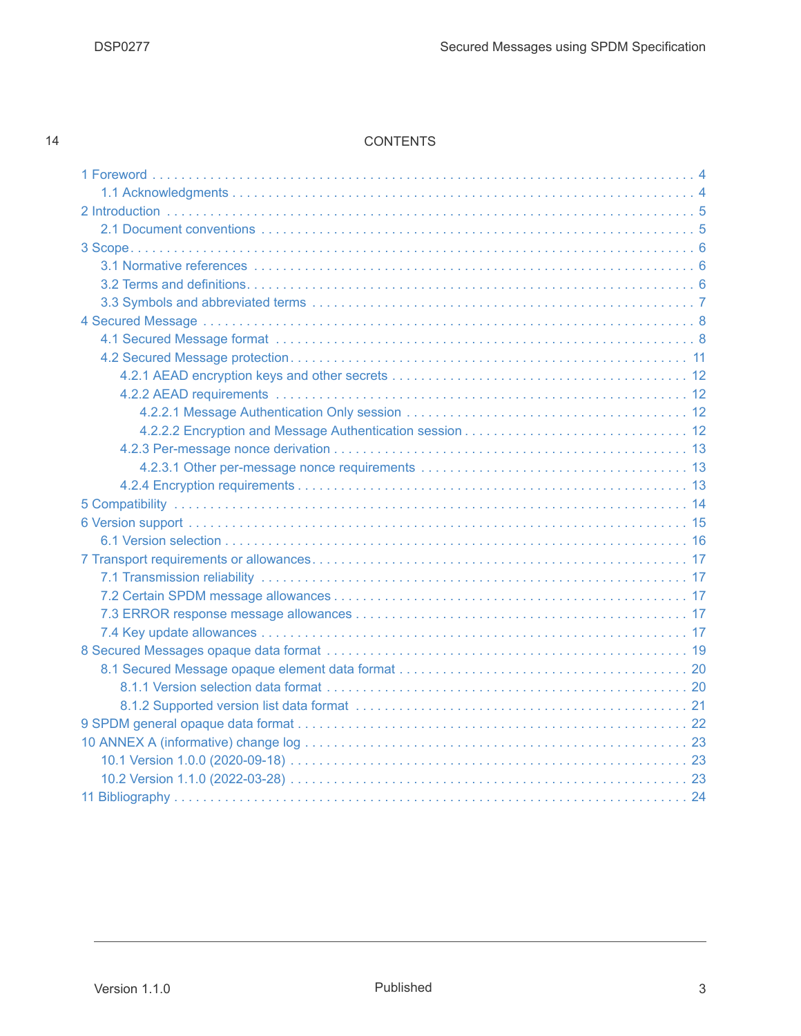# CONTENTS

- 1 Foreword . . . 4
  - 1.1 Acknowledgments . . . 4
- 2 Introduction . . . 5
  - 2.1 Document conventions . . . 5
- 3 Scope . . . 6
  - 3.1 Normative references . . . 6
  - 3.2 Terms and definitions . . . 6
  - 3.3 Symbols and abbreviated terms . . . 7
- 4 Secured Message . . . 8
  - 4.1 Secured Message format . . . 8
  - 4.2 Secured Message protection . . . 11
    - 4.2.1 AEAD encryption keys and other secrets . . . 12
    - 4.2.2 AEAD requirements . . . 12
      - 4.2.2.1 Message Authentication Only session . . . 12
      - 4.2.2.2 Encryption and Message Authentication session . . . 12
    - 4.2.3 Per-message nonce derivation . . . 13
      - 4.2.3.1 Other per-message nonce requirements . . . 13
    - 4.2.4 Encryption requirements . . . 13
- 5 Compatibility . . . 14
- 6 Version support . . . 15
  - 6.1 Version selection . . . 16
- 7 Transport requirements or allowances . . . 17
  - 7.1 Transmission reliability . . . 17
  - 7.2 Certain SPDM message allowances . . . 17
  - 7.3 ERROR response message allowances . . . 17
  - 7.4 Key update allowances . . . 17
- 8 Secured Messages opaque data format . . . 19
  - 8.1 Secured Message opaque element data format . . . 20
    - 8.1.1 Version selection data format . . . 20
    - 8.1.2 Supported version list data format . . . 21
- 9 SPDM general opaque data format . . . 22
- 10 ANNEX A (informative) change log . . . 23
  - 10.1 Version 1.0.0 (2020-09-18) . . . 23
  - 10.2 Version 1.1.0 (2022-03-28) . . . 23
- 11 Bibliography . . . 24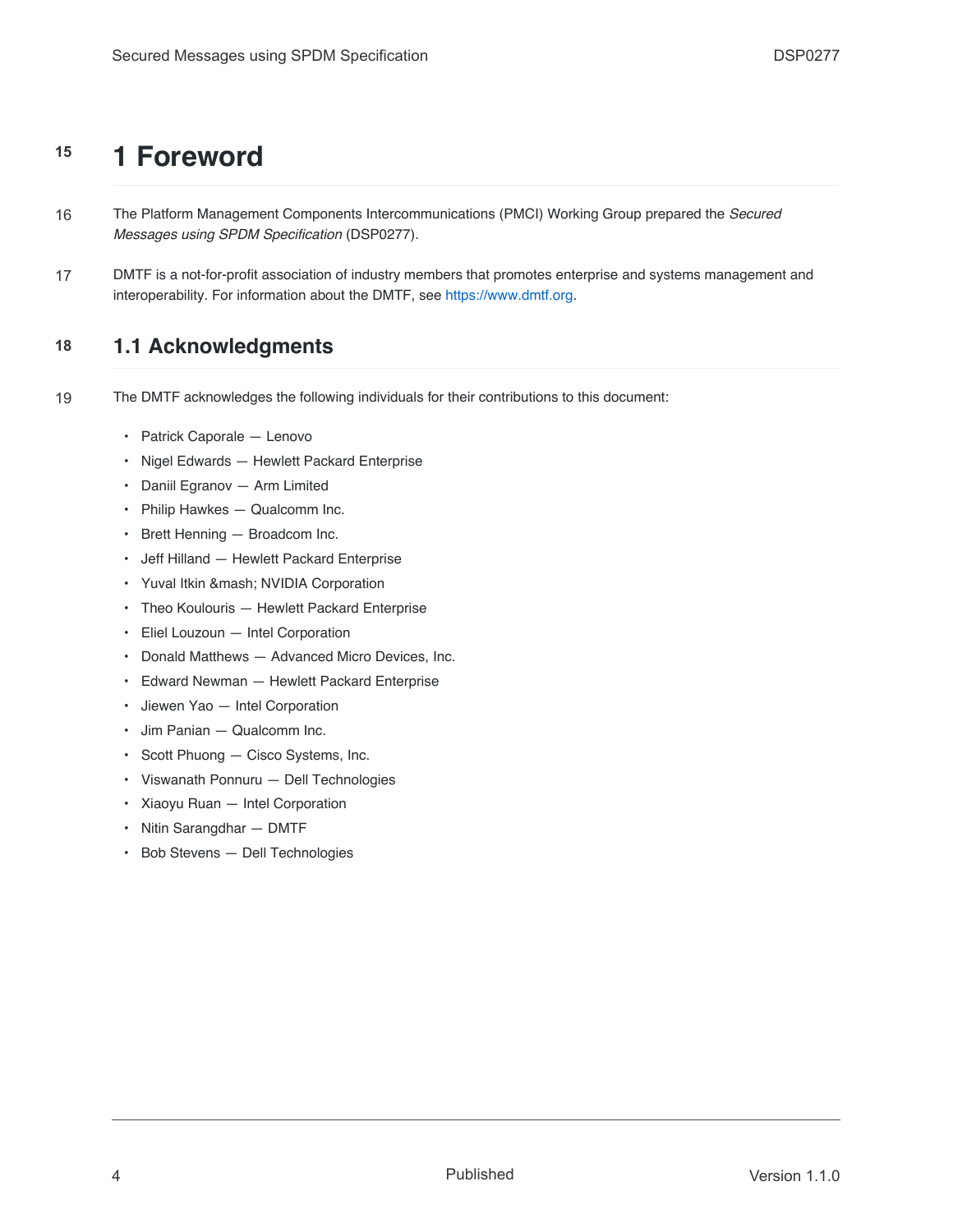# 1 Foreword

The Platform Management Components Intercommunications (PMCI) Working Group prepared the *Secured Messages using SPDM Specification* (DSP0277).

DMTF is a not-for-profit association of industry members that promotes enterprise and systems management and interoperability. For information about the DMTF, see https://www.dmtf.org.

## 1.1 Acknowledgments

The DMTF acknowledges the following individuals for their contributions to this document:

- Patrick Caporale — Lenovo
- Nigel Edwards — Hewlett Packard Enterprise
- Daniil Egranov — Arm Limited
- Philip Hawkes — Qualcomm Inc.
- Brett Henning — Broadcom Inc.
- Jeff Hilland — Hewlett Packard Enterprise
- Yuval Itkin &mash; NVIDIA Corporation
- Theo Koulouris — Hewlett Packard Enterprise
- Eliel Louzoun — Intel Corporation
- Donald Matthews — Advanced Micro Devices, Inc.
- Edward Newman — Hewlett Packard Enterprise
- Jiewen Yao — Intel Corporation
- Jim Panian — Qualcomm Inc.
- Scott Phuong — Cisco Systems, Inc.
- Viswanath Ponnuru — Dell Technologies
- Xiaoyu Ruan — Intel Corporation
- Nitin Sarangdhar — DMTF
- Bob Stevens — Dell Technologies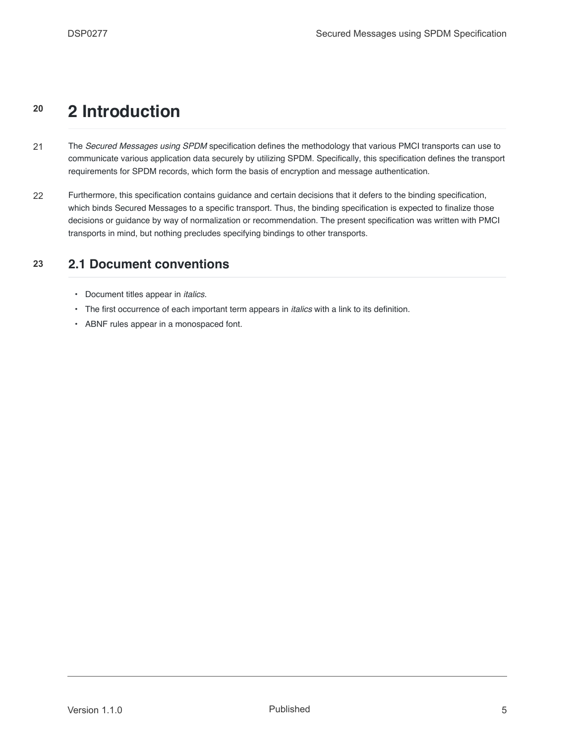# 2 Introduction

The *Secured Messages using SPDM* specification defines the methodology that various PMCI transports can use to communicate various application data securely by utilizing SPDM. Specifically, this specification defines the transport requirements for SPDM records, which form the basis of encryption and message authentication.

Furthermore, this specification contains guidance and certain decisions that it defers to the binding specification, which binds Secured Messages to a specific transport. Thus, the binding specification is expected to finalize those decisions or guidance by way of normalization or recommendation. The present specification was written with PMCI transports in mind, but nothing precludes specifying bindings to other transports.

## 2.1 Document conventions

- Document titles appear in *italics*.
- The first occurrence of each important term appears in *italics* with a link to its definition.
- ABNF rules appear in a monospaced font.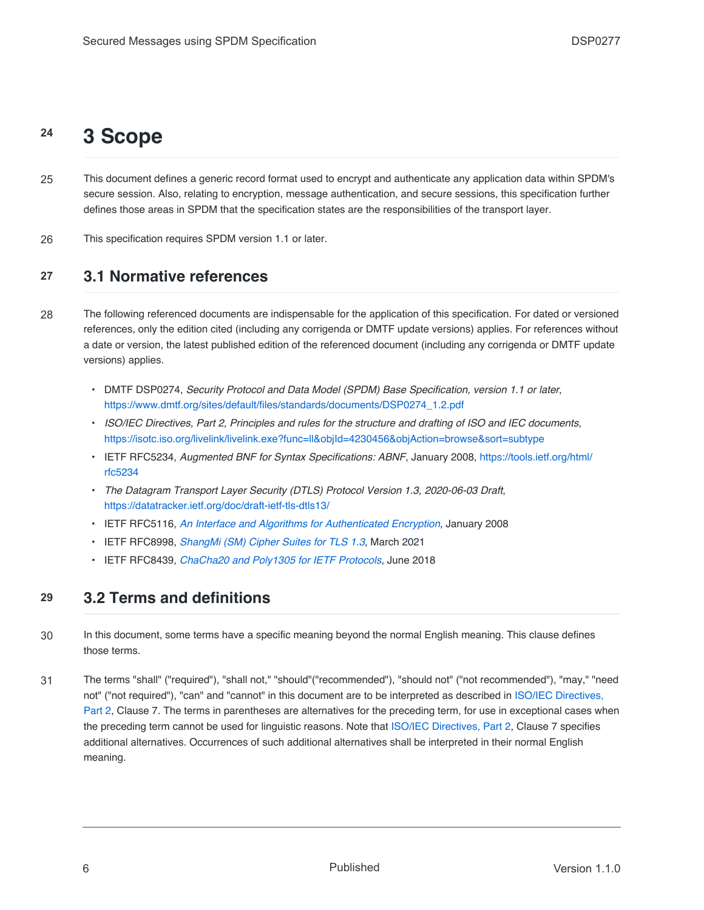# 3 Scope

This document defines a generic record format used to encrypt and authenticate any application data within SPDM's secure session. Also, relating to encryption, message authentication, and secure sessions, this specification further defines those areas in SPDM that the specification states are the responsibilities of the transport layer.

This specification requires SPDM version 1.1 or later.

## 3.1 Normative references

The following referenced documents are indispensable for the application of this specification. For dated or versioned references, only the edition cited (including any corrigenda or DMTF update versions) applies. For references without a date or version, the latest published edition of the referenced document (including any corrigenda or DMTF update versions) applies.

- DMTF DSP0274, *Security Protocol and Data Model (SPDM) Base Specification, version 1.1 or later*, https://www.dmtf.org/sites/default/files/standards/documents/DSP0274_1.2.pdf
- *ISO/IEC Directives, Part 2, Principles and rules for the structure and drafting of ISO and IEC documents*, https://isotc.iso.org/livelink/livelink.exe?func=ll&objId=4230456&objAction=browse&sort=subtype
- IETF RFC5234, *Augmented BNF for Syntax Specifications: ABNF*, January 2008, https://tools.ietf.org/html/rfc5234
- *The Datagram Transport Layer Security (DTLS) Protocol Version 1.3, 2020-06-03 Draft*, https://datatracker.ietf.org/doc/draft-ietf-tls-dtls13/
- IETF RFC5116, *An Interface and Algorithms for Authenticated Encryption*, January 2008
- IETF RFC8998, *ShangMi (SM) Cipher Suites for TLS 1.3*, March 2021
- IETF RFC8439, *ChaCha20 and Poly1305 for IETF Protocols*, June 2018

## 3.2 Terms and definitions

In this document, some terms have a specific meaning beyond the normal English meaning. This clause defines those terms.

The terms "shall" ("required"), "shall not," "should"("recommended"), "should not" ("not recommended"), "may," "need not" ("not required"), "can" and "cannot" in this document are to be interpreted as described in ISO/IEC Directives, Part 2, Clause 7. The terms in parentheses are alternatives for the preceding term, for use in exceptional cases when the preceding term cannot be used for linguistic reasons. Note that ISO/IEC Directives, Part 2, Clause 7 specifies additional alternatives. Occurrences of such additional alternatives shall be interpreted in their normal English meaning.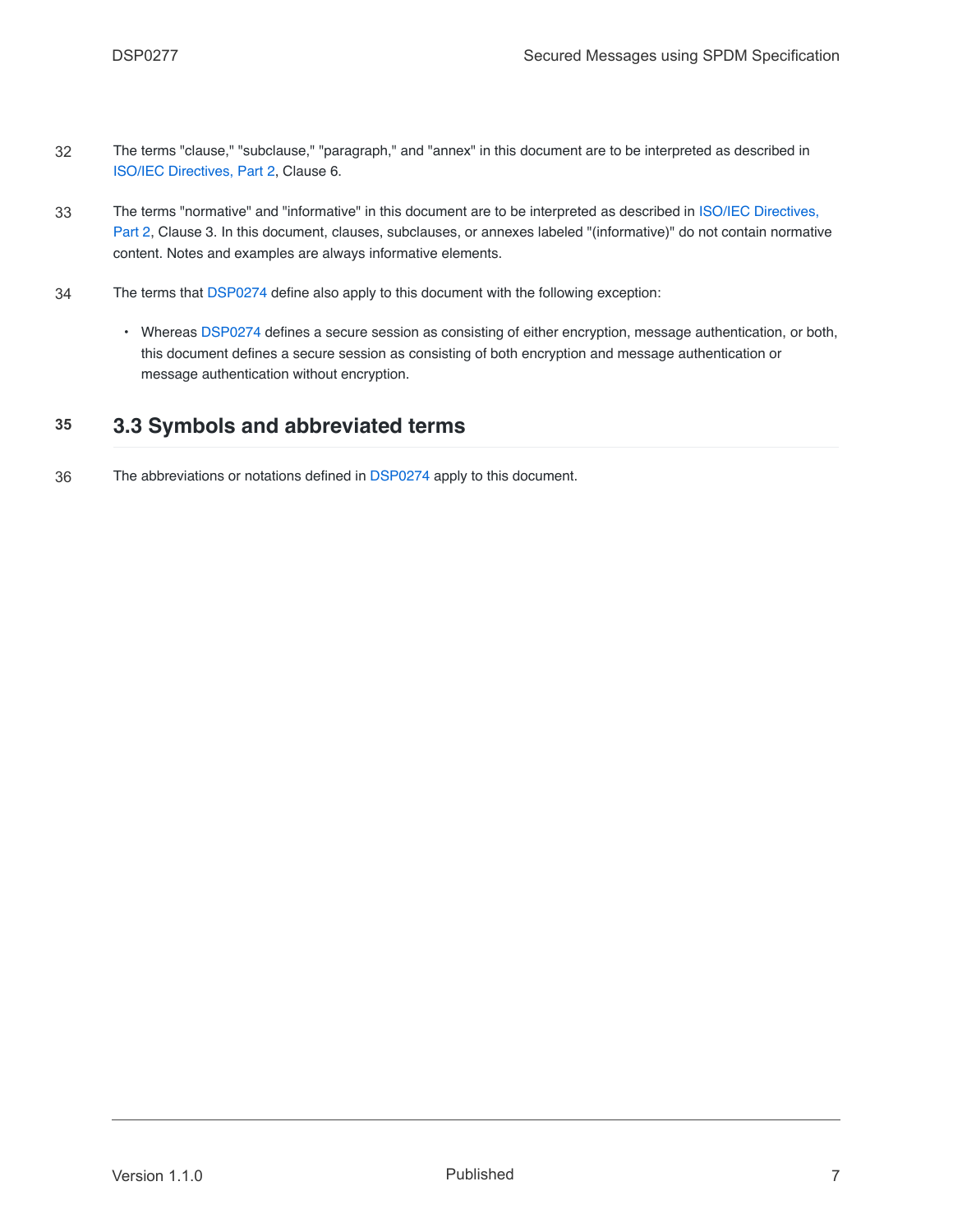32 The terms "clause," "subclause," "paragraph," and "annex" in this document are to be interpreted as described in ISO/IEC Directives, Part 2, Clause 6.

33 The terms "normative" and "informative" in this document are to be interpreted as described in ISO/IEC Directives, Part 2, Clause 3. In this document, clauses, subclauses, or annexes labeled "(informative)" do not contain normative content. Notes and examples are always informative elements.

34 The terms that DSP0274 define also apply to this document with the following exception:

- Whereas DSP0274 defines a secure session as consisting of either encryption, message authentication, or both, this document defines a secure session as consisting of both encryption and message authentication or message authentication without encryption.

## 35 3.3 Symbols and abbreviated terms

36 The abbreviations or notations defined in DSP0274 apply to this document.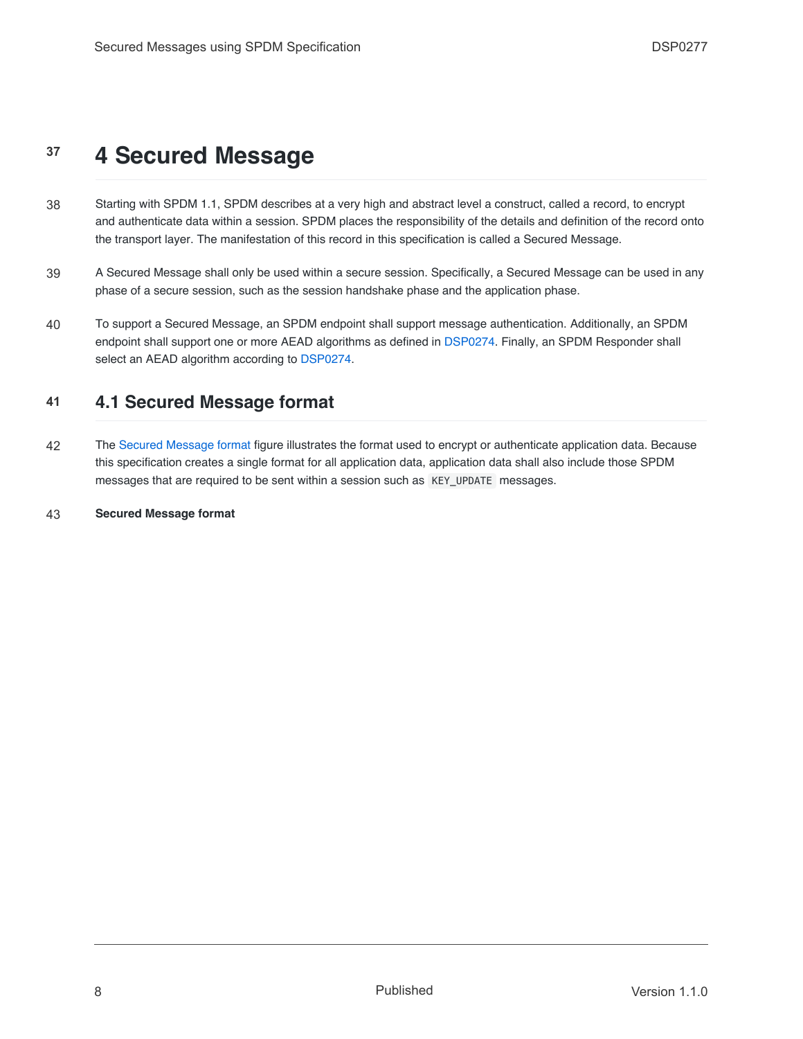# 4 Secured Message

Starting with SPDM 1.1, SPDM describes at a very high and abstract level a construct, called a record, to encrypt and authenticate data within a session. SPDM places the responsibility of the details and definition of the record onto the transport layer. The manifestation of this record in this specification is called a Secured Message.

A Secured Message shall only be used within a secure session. Specifically, a Secured Message can be used in any phase of a secure session, such as the session handshake phase and the application phase.

To support a Secured Message, an SPDM endpoint shall support message authentication. Additionally, an SPDM endpoint shall support one or more AEAD algorithms as defined in DSP0274. Finally, an SPDM Responder shall select an AEAD algorithm according to DSP0274.

## 4.1 Secured Message format

The Secured Message format figure illustrates the format used to encrypt or authenticate application data. Because this specification creates a single format for all application data, application data shall also include those SPDM messages that are required to be sent within a session such as `KEY_UPDATE` messages.

**Secured Message format**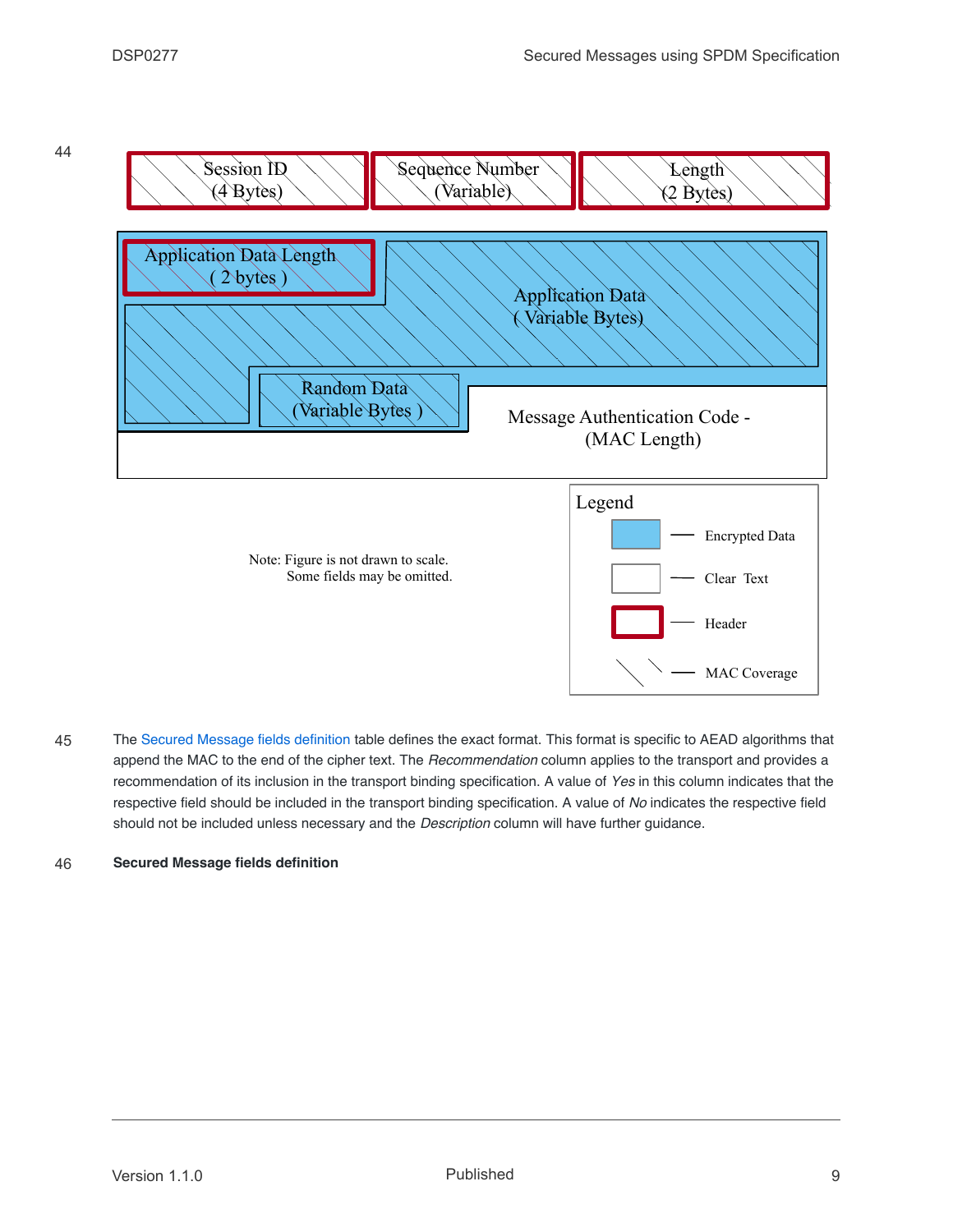44

Session ID (4 Bytes) | Sequence Number (Variable) | Length (2 Bytes)

Application Data Length ( 2 bytes )

Application Data ( Variable Bytes)

Random Data (Variable Bytes )

Message Authentication Code - (MAC Length)

Legend

- Encrypted Data
- Clear Text
- Header
- MAC Coverage

Note: Figure is not drawn to scale.
Some fields may be omitted.

45 The Secured Message fields definition table defines the exact format. This format is specific to AEAD algorithms that append the MAC to the end of the cipher text. The *Recommendation* column applies to the transport and provides a recommendation of its inclusion in the transport binding specification. A value of *Yes* in this column indicates that the respective field should be included in the transport binding specification. A value of *No* indicates the respective field should not be included unless necessary and the *Description* column will have further guidance.

46 **Secured Message fields definition**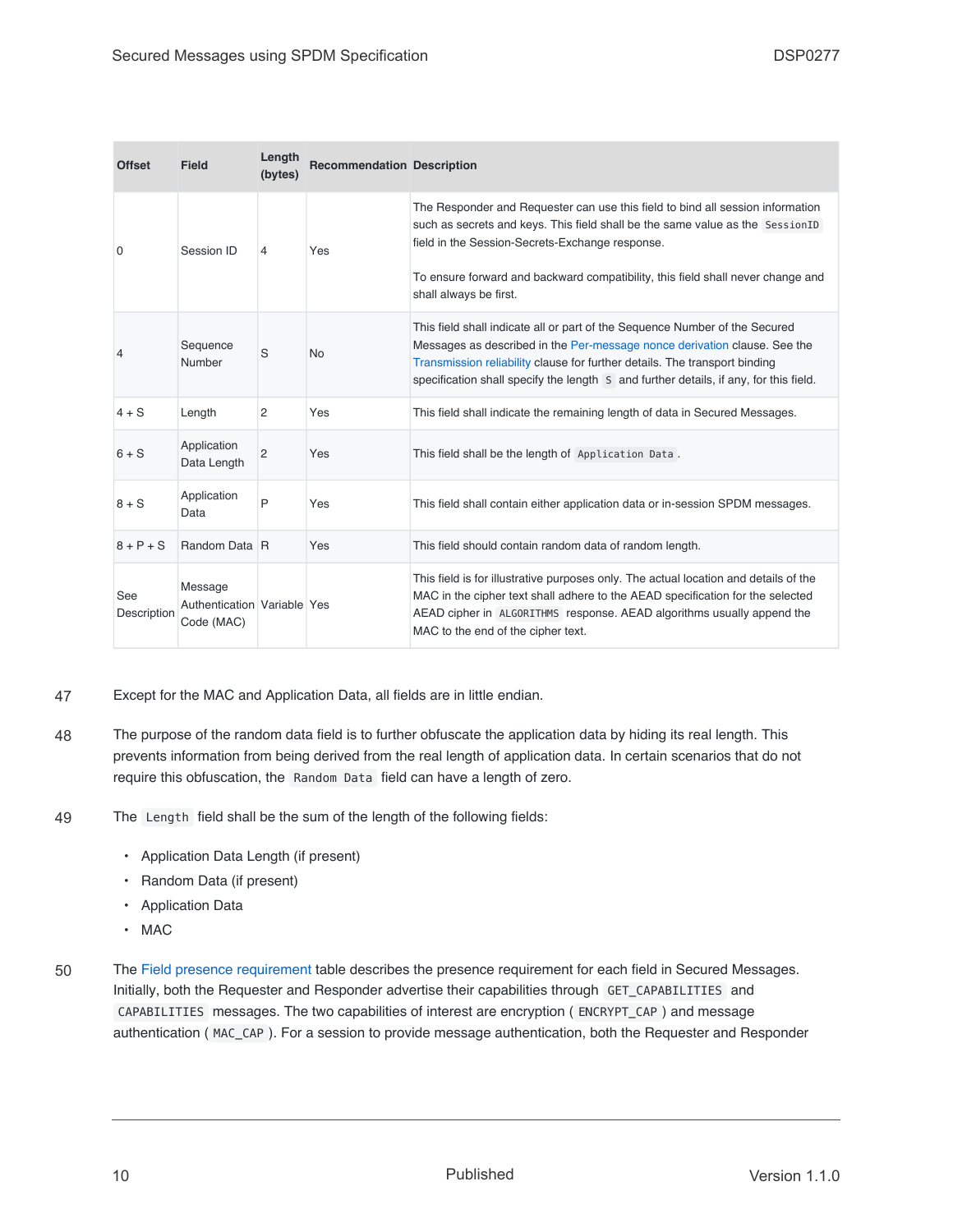| Offset | Field | Length (bytes) | Recommendation | Description |
|---|---|---|---|---|
| 0 | Session ID | 4 | Yes | The Responder and Requester can use this field to bind all session information such as secrets and keys. This field shall be the same value as the `SessionID` field in the Session-Secrets-Exchange response.<br><br>To ensure forward and backward compatibility, this field shall never change and shall always be first. |
| 4 | Sequence Number | S | No | This field shall indicate all or part of the Sequence Number of the Secured Messages as described in the Per-message nonce derivation clause. See the Transmission reliability clause for further details. The transport binding specification shall specify the length `S` and further details, if any, for this field. |
| 4 + S | Length | 2 | Yes | This field shall indicate the remaining length of data in Secured Messages. |
| 6 + S | Application Data Length | 2 | Yes | This field shall be the length of `Application Data`. |
| 8 + S | Application Data | P | Yes | This field shall contain either application data or in-session SPDM messages. |
| 8 + P + S | Random Data | R | Yes | This field should contain random data of random length. |
| See Description | Message Authentication Code (MAC) | Variable | Yes | This field is for illustrative purposes only. The actual location and details of the MAC in the cipher text shall adhere to the AEAD specification for the selected AEAD cipher in `ALGORITHMS` response. AEAD algorithms usually append the MAC to the end of the cipher text. |

47 Except for the MAC and Application Data, all fields are in little endian.

48 The purpose of the random data field is to further obfuscate the application data by hiding its real length. This prevents information from being derived from the real length of application data. In certain scenarios that do not require this obfuscation, the `Random Data` field can have a length of zero.

49 The `Length` field shall be the sum of the length of the following fields:

- Application Data Length (if present)
- Random Data (if present)
- Application Data
- MAC

50 The Field presence requirement table describes the presence requirement for each field in Secured Messages. Initially, both the Requester and Responder advertise their capabilities through `GET_CAPABILITIES` and `CAPABILITIES` messages. The two capabilities of interest are encryption ( `ENCRYPT_CAP` ) and message authentication ( `MAC_CAP` ). For a session to provide message authentication, both the Requester and Responder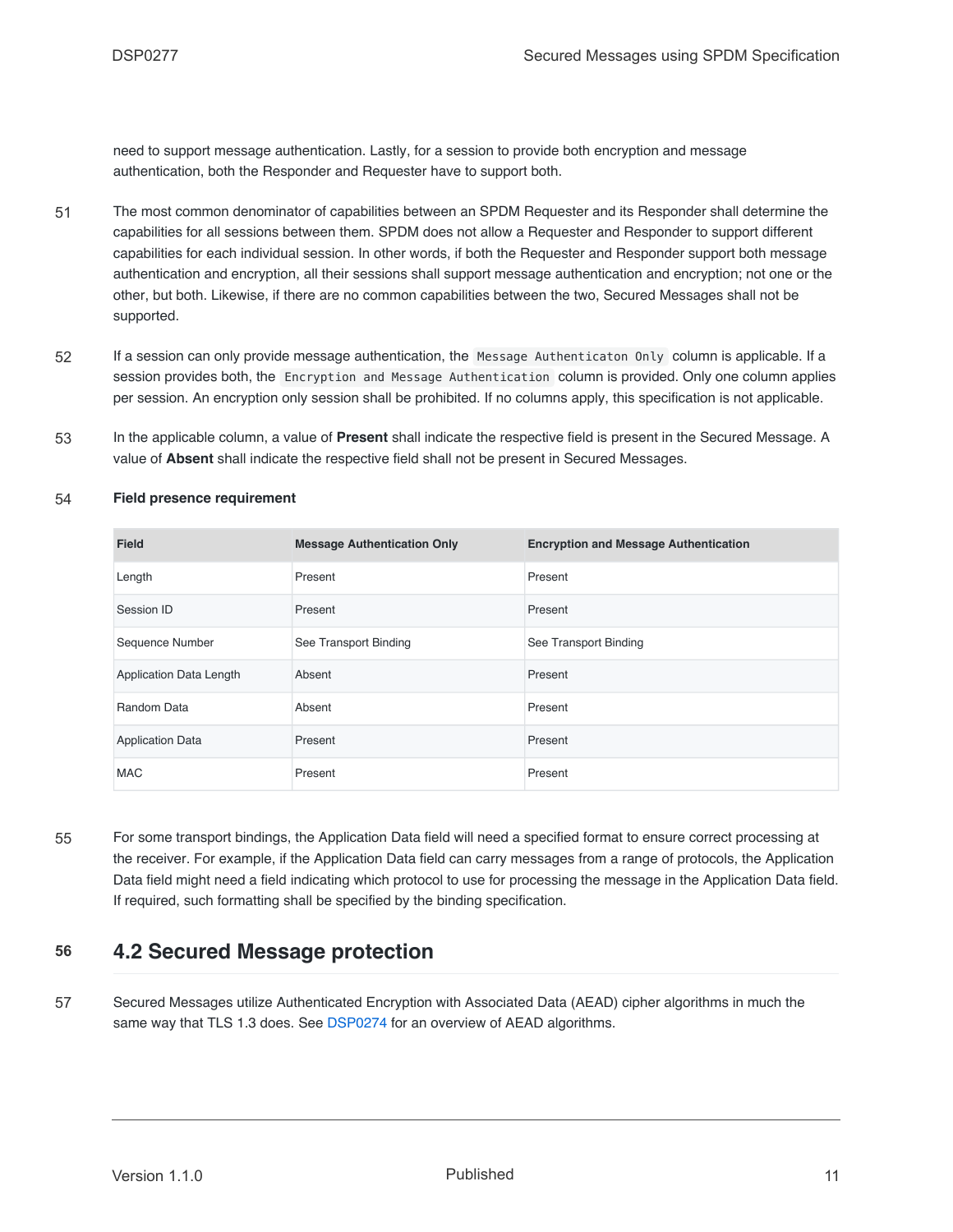need to support message authentication. Lastly, for a session to provide both encryption and message authentication, both the Responder and Requester have to support both.

51 The most common denominator of capabilities between an SPDM Requester and its Responder shall determine the capabilities for all sessions between them. SPDM does not allow a Requester and Responder to support different capabilities for each individual session. In other words, if both the Requester and Responder support both message authentication and encryption, all their sessions shall support message authentication and encryption; not one or the other, but both. Likewise, if there are no common capabilities between the two, Secured Messages shall not be supported.

52 If a session can only provide message authentication, the `Message Authenticaton Only` column is applicable. If a session provides both, the `Encryption and Message Authentication` column is provided. Only one column applies per session. An encryption only session shall be prohibited. If no columns apply, this specification is not applicable.

53 In the applicable column, a value of **Present** shall indicate the respective field is present in the Secured Message. A value of **Absent** shall indicate the respective field shall not be present in Secured Messages.

54 **Field presence requirement**

| Field | Message Authentication Only | Encryption and Message Authentication |
|---|---|---|
| Length | Present | Present |
| Session ID | Present | Present |
| Sequence Number | See Transport Binding | See Transport Binding |
| Application Data Length | Absent | Present |
| Random Data | Absent | Present |
| Application Data | Present | Present |
| MAC | Present | Present |

55 For some transport bindings, the Application Data field will need a specified format to ensure correct processing at the receiver. For example, if the Application Data field can carry messages from a range of protocols, the Application Data field might need a field indicating which protocol to use for processing the message in the Application Data field. If required, such formatting shall be specified by the binding specification.

## 56 4.2 Secured Message protection

57 Secured Messages utilize Authenticated Encryption with Associated Data (AEAD) cipher algorithms in much the same way that TLS 1.3 does. See DSP0274 for an overview of AEAD algorithms.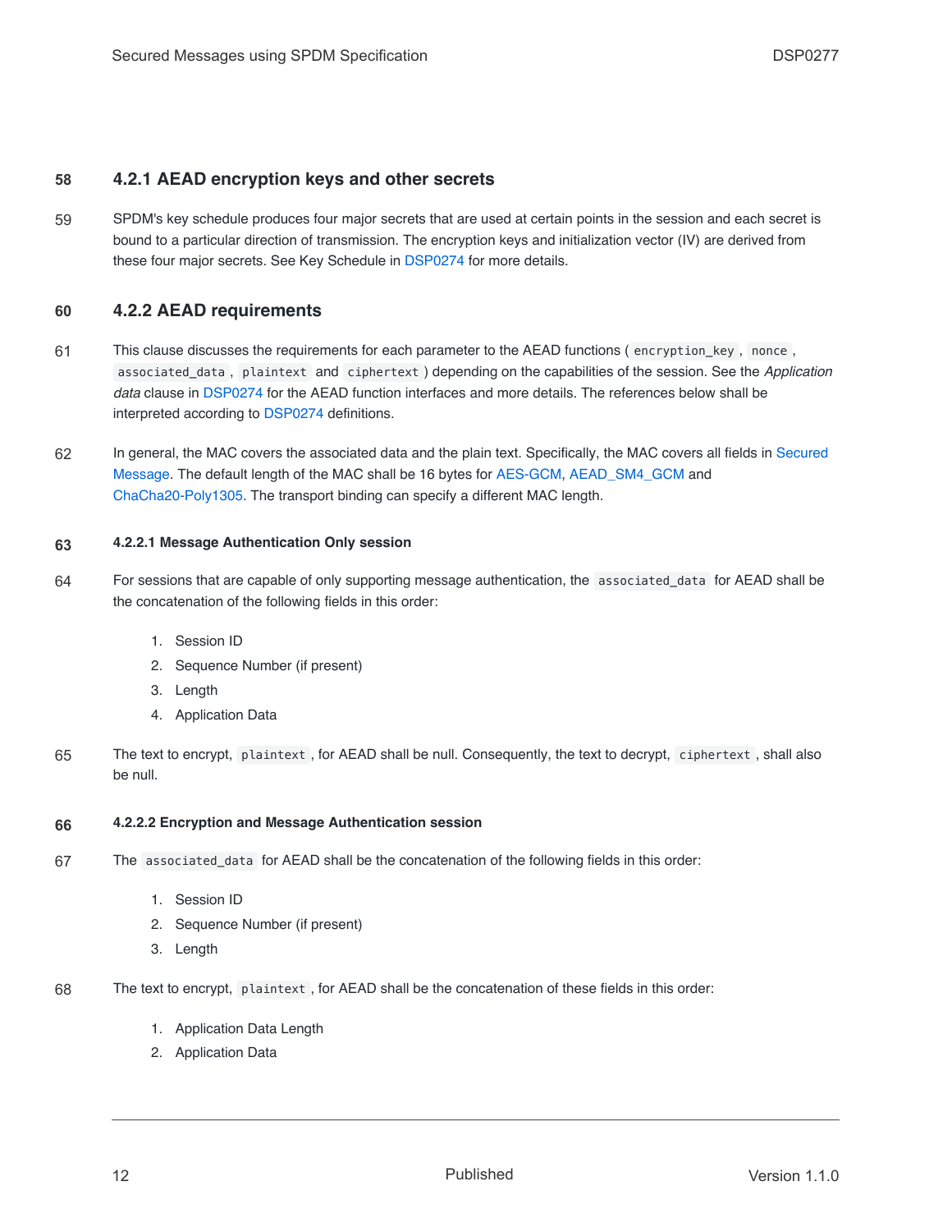58 ### 4.2.1 AEAD encryption keys and other secrets

59 SPDM's key schedule produces four major secrets that are used at certain points in the session and each secret is bound to a particular direction of transmission. The encryption keys and initialization vector (IV) are derived from these four major secrets. See Key Schedule in DSP0274 for more details.

60 ### 4.2.2 AEAD requirements

61 This clause discusses the requirements for each parameter to the AEAD functions ( `encryption_key` , `nonce` , `associated_data` , `plaintext` and `ciphertext` ) depending on the capabilities of the session. See the *Application data* clause in DSP0274 for the AEAD function interfaces and more details. The references below shall be interpreted according to DSP0274 definitions.

62 In general, the MAC covers the associated data and the plain text. Specifically, the MAC covers all fields in Secured Message. The default length of the MAC shall be 16 bytes for AES-GCM, AEAD_SM4_GCM and ChaCha20-Poly1305. The transport binding can specify a different MAC length.

63 #### 4.2.2.1 Message Authentication Only session

64 For sessions that are capable of only supporting message authentication, the `associated_data` for AEAD shall be the concatenation of the following fields in this order:

1. Session ID
2. Sequence Number (if present)
3. Length
4. Application Data

65 The text to encrypt, `plaintext` , for AEAD shall be null. Consequently, the text to decrypt, `ciphertext` , shall also be null.

66 #### 4.2.2.2 Encryption and Message Authentication session

67 The `associated_data` for AEAD shall be the concatenation of the following fields in this order:

1. Session ID
2. Sequence Number (if present)
3. Length

68 The text to encrypt, `plaintext` , for AEAD shall be the concatenation of these fields in this order:

1. Application Data Length
2. Application Data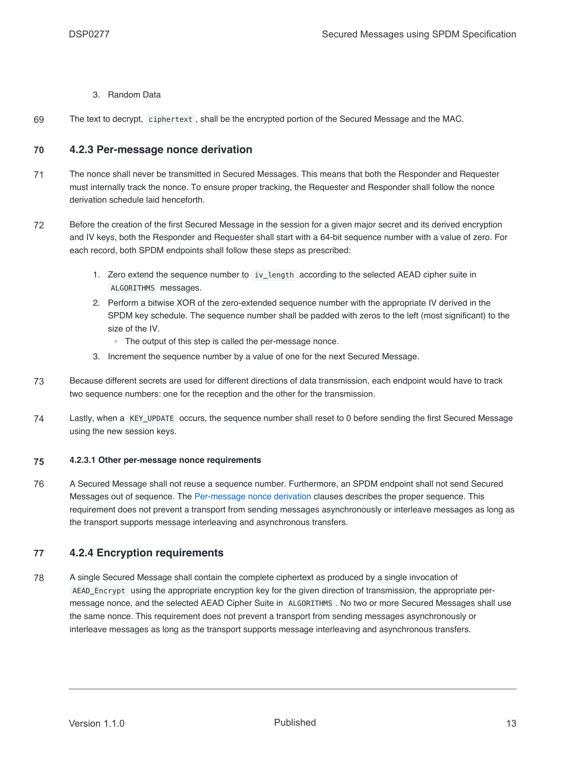3. Random Data

69 The text to decrypt, `ciphertext`, shall be the encrypted portion of the Secured Message and the MAC.

### 70 4.2.3 Per-message nonce derivation

71 The nonce shall never be transmitted in Secured Messages. This means that both the Responder and Requester must internally track the nonce. To ensure proper tracking, the Requester and Responder shall follow the nonce derivation schedule laid henceforth.

72 Before the creation of the first Secured Message in the session for a given major secret and its derived encryption and IV keys, both the Responder and Requester shall start with a 64-bit sequence number with a value of zero. For each record, both SPDM endpoints shall follow these steps as prescribed:

1. Zero extend the sequence number to `iv_length` according to the selected AEAD cipher suite in `ALGORITHMS` messages.
2. Perform a bitwise XOR of the zero-extended sequence number with the appropriate IV derived in the SPDM key schedule. The sequence number shall be padded with zeros to the left (most significant) to the size of the IV.
   - The output of this step is called the per-message nonce.
3. Increment the sequence number by a value of one for the next Secured Message.

73 Because different secrets are used for different directions of data transmission, each endpoint would have to track two sequence numbers: one for the reception and the other for the transmission.

74 Lastly, when a `KEY_UPDATE` occurs, the sequence number shall reset to 0 before sending the first Secured Message using the new session keys.

#### 75 4.2.3.1 Other per-message nonce requirements

76 A Secured Message shall not reuse a sequence number. Furthermore, an SPDM endpoint shall not send Secured Messages out of sequence. The Per-message nonce derivation clauses describes the proper sequence. This requirement does not prevent a transport from sending messages asynchronously or interleave messages as long as the transport supports message interleaving and asynchronous transfers.

### 77 4.2.4 Encryption requirements

78 A single Secured Message shall contain the complete ciphertext as produced by a single invocation of `AEAD_Encrypt` using the appropriate encryption key for the given direction of transmission, the appropriate per-message nonce, and the selected AEAD Cipher Suite in `ALGORITHMS`. No two or more Secured Messages shall use the same nonce. This requirement does not prevent a transport from sending messages asynchronously or interleave messages as long as the transport supports message interleaving and asynchronous transfers.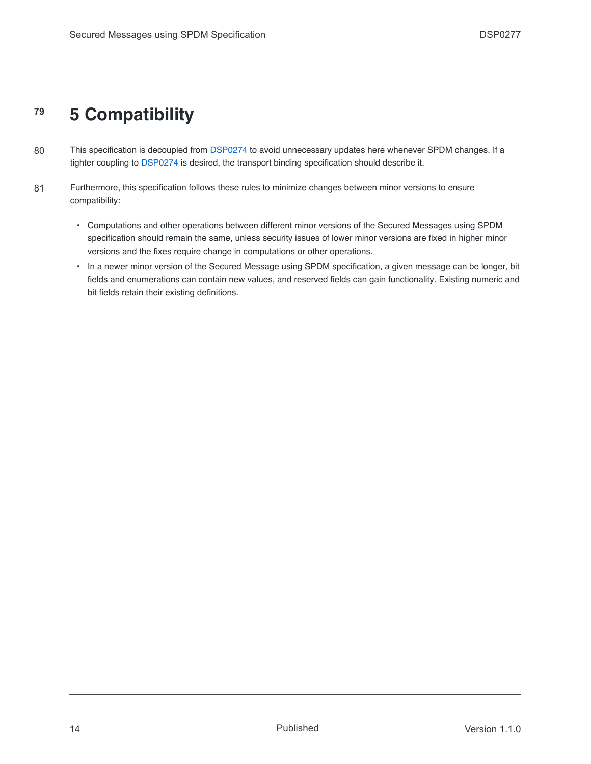# 5 Compatibility

This specification is decoupled from DSP0274 to avoid unnecessary updates here whenever SPDM changes. If a tighter coupling to DSP0274 is desired, the transport binding specification should describe it.

Furthermore, this specification follows these rules to minimize changes between minor versions to ensure compatibility:

- Computations and other operations between different minor versions of the Secured Messages using SPDM specification should remain the same, unless security issues of lower minor versions are fixed in higher minor versions and the fixes require change in computations or other operations.
- In a newer minor version of the Secured Message using SPDM specification, a given message can be longer, bit fields and enumerations can contain new values, and reserved fields can gain functionality. Existing numeric and bit fields retain their existing definitions.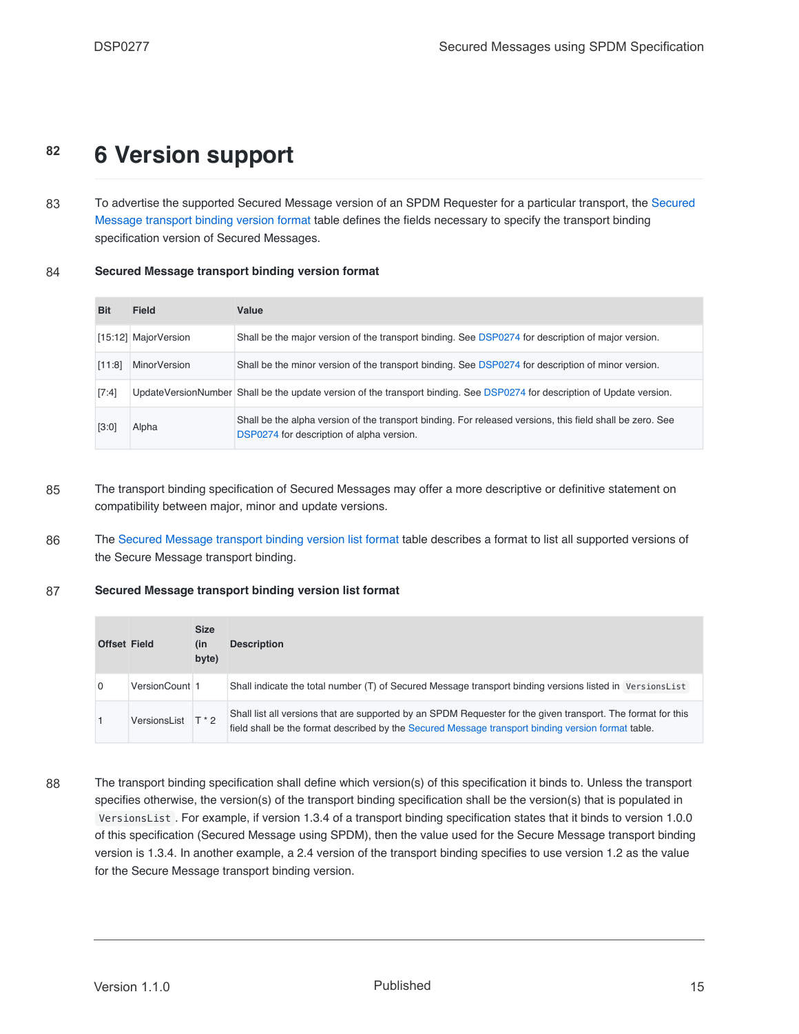82

# 6 Version support

83 To advertise the supported Secured Message version of an SPDM Requester for a particular transport, the Secured Message transport binding version format table defines the fields necessary to specify the transport binding specification version of Secured Messages.

84 **Secured Message transport binding version format**

| Bit | Field | Value |
|---|---|---|
| [15:12] | MajorVersion | Shall be the major version of the transport binding. See DSP0274 for description of major version. |
| [11:8] | MinorVersion | Shall be the minor version of the transport binding. See DSP0274 for description of minor version. |
| [7:4] | UpdateVersionNumber | Shall be the update version of the transport binding. See DSP0274 for description of Update version. |
| [3:0] | Alpha | Shall be the alpha version of the transport binding. For released versions, this field shall be zero. See DSP0274 for description of alpha version. |

85 The transport binding specification of Secured Messages may offer a more descriptive or definitive statement on compatibility between major, minor and update versions.

86 The Secured Message transport binding version list format table describes a format to list all supported versions of the Secure Message transport binding.

87 **Secured Message transport binding version list format**

| Offset | Field | Size (in byte) | Description |
|---|---|---|---|
| 0 | VersionCount | 1 | Shall indicate the total number (T) of Secured Message transport binding versions listed in `VersionsList` |
| 1 | VersionsList | T * 2 | Shall list all versions that are supported by an SPDM Requester for the given transport. The format for this field shall be the format described by the Secured Message transport binding version format table. |

88 The transport binding specification shall define which version(s) of this specification it binds to. Unless the transport specifies otherwise, the version(s) of the transport binding specification shall be the version(s) that is populated in `VersionsList`. For example, if version 1.3.4 of a transport binding specification states that it binds to version 1.0.0 of this specification (Secured Message using SPDM), then the value used for the Secure Message transport binding version is 1.3.4. In another example, a 2.4 version of the transport binding specifies to use version 1.2 as the value for the Secure Message transport binding version.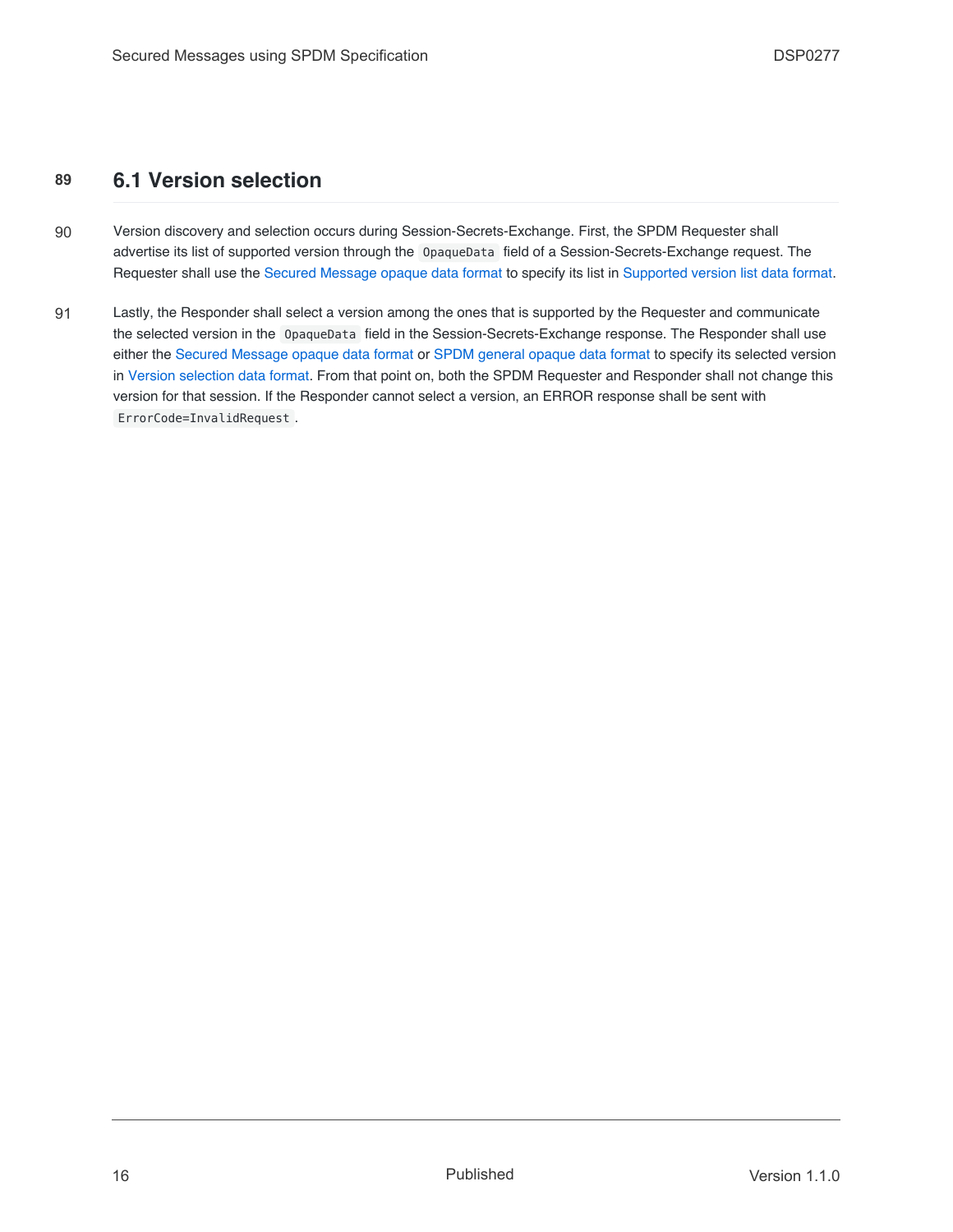## 6.1 Version selection

Version discovery and selection occurs during Session-Secrets-Exchange. First, the SPDM Requester shall advertise its list of supported version through the `OpaqueData` field of a Session-Secrets-Exchange request. The Requester shall use the Secured Message opaque data format to specify its list in Supported version list data format.

Lastly, the Responder shall select a version among the ones that is supported by the Requester and communicate the selected version in the `OpaqueData` field in the Session-Secrets-Exchange response. The Responder shall use either the Secured Message opaque data format or SPDM general opaque data format to specify its selected version in Version selection data format. From that point on, both the SPDM Requester and Responder shall not change this version for that session. If the Responder cannot select a version, an ERROR response shall be sent with `ErrorCode=InvalidRequest`.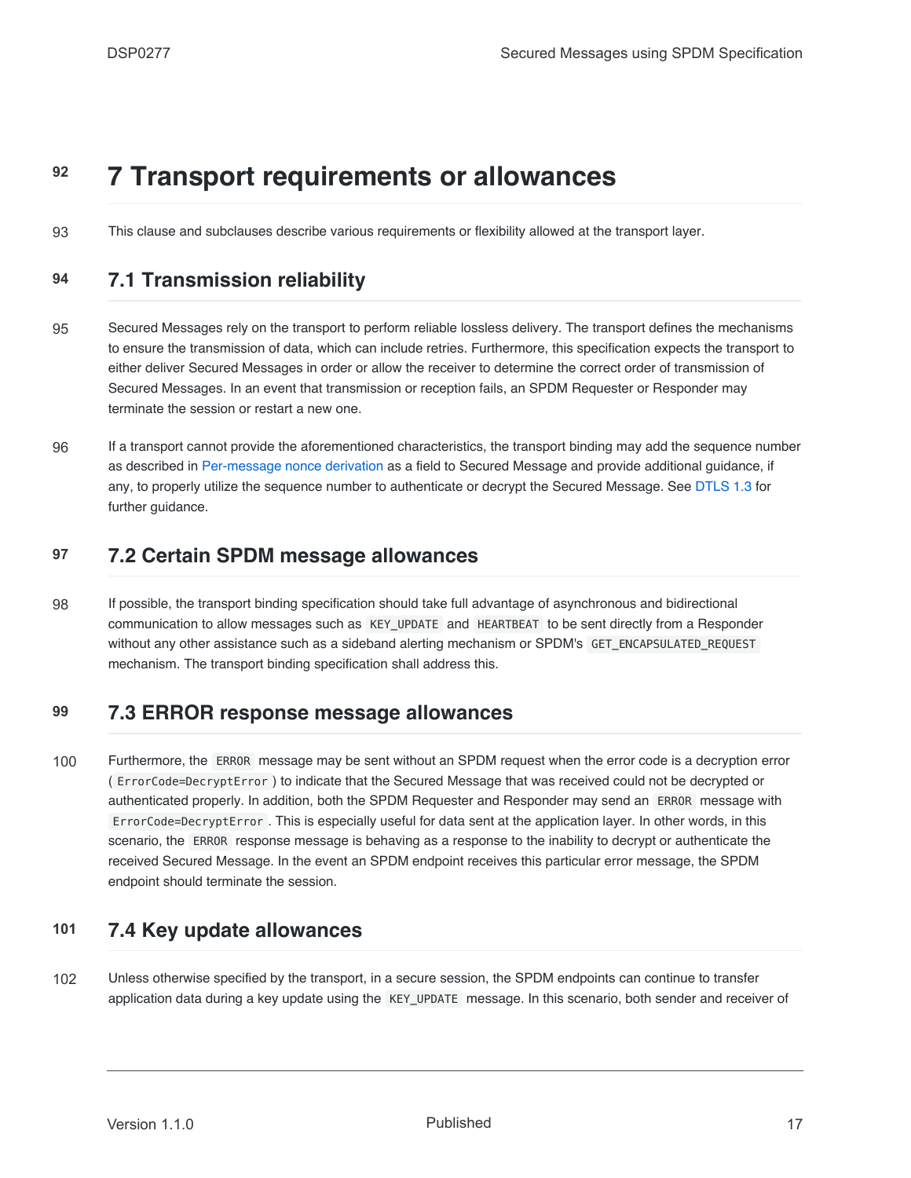# 7 Transport requirements or allowances

This clause and subclauses describe various requirements or flexibility allowed at the transport layer.

## 7.1 Transmission reliability

Secured Messages rely on the transport to perform reliable lossless delivery. The transport defines the mechanisms to ensure the transmission of data, which can include retries. Furthermore, this specification expects the transport to either deliver Secured Messages in order or allow the receiver to determine the correct order of transmission of Secured Messages. In an event that transmission or reception fails, an SPDM Requester or Responder may terminate the session or restart a new one.

If a transport cannot provide the aforementioned characteristics, the transport binding may add the sequence number as described in Per-message nonce derivation as a field to Secured Message and provide additional guidance, if any, to properly utilize the sequence number to authenticate or decrypt the Secured Message. See DTLS 1.3 for further guidance.

## 7.2 Certain SPDM message allowances

If possible, the transport binding specification should take full advantage of asynchronous and bidirectional communication to allow messages such as `KEY_UPDATE` and `HEARTBEAT` to be sent directly from a Responder without any other assistance such as a sideband alerting mechanism or SPDM's `GET_ENCAPSULATED_REQUEST` mechanism. The transport binding specification shall address this.

## 7.3 ERROR response message allowances

Furthermore, the `ERROR` message may be sent without an SPDM request when the error code is a decryption error ( `ErrorCode=DecryptError` ) to indicate that the Secured Message that was received could not be decrypted or authenticated properly. In addition, both the SPDM Requester and Responder may send an `ERROR` message with `ErrorCode=DecryptError` . This is especially useful for data sent at the application layer. In other words, in this scenario, the `ERROR` response message is behaving as a response to the inability to decrypt or authenticate the received Secured Message. In the event an SPDM endpoint receives this particular error message, the SPDM endpoint should terminate the session.

## 7.4 Key update allowances

Unless otherwise specified by the transport, in a secure session, the SPDM endpoints can continue to transfer application data during a key update using the `KEY_UPDATE` message. In this scenario, both sender and receiver of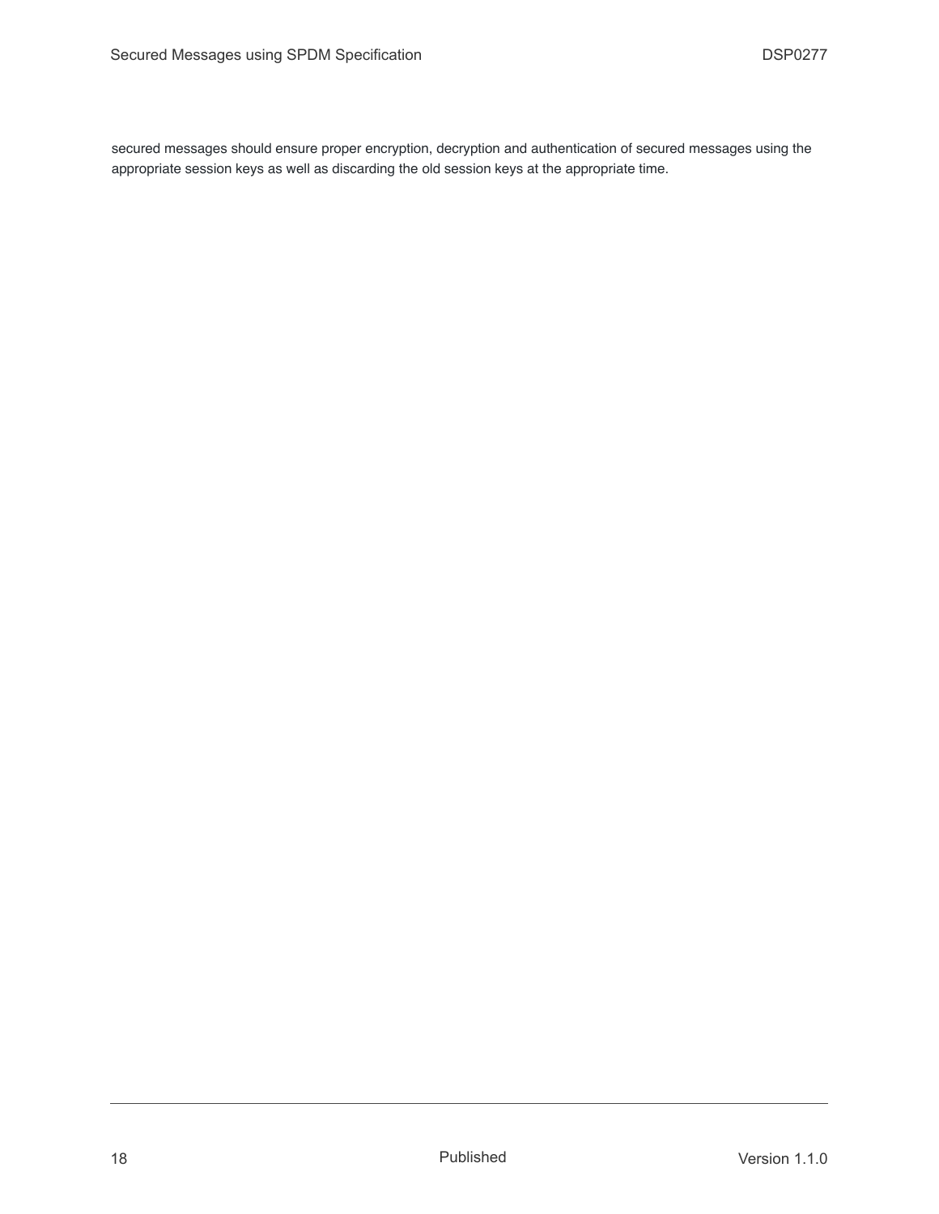secured messages should ensure proper encryption, decryption and authentication of secured messages using the appropriate session keys as well as discarding the old session keys at the appropriate time.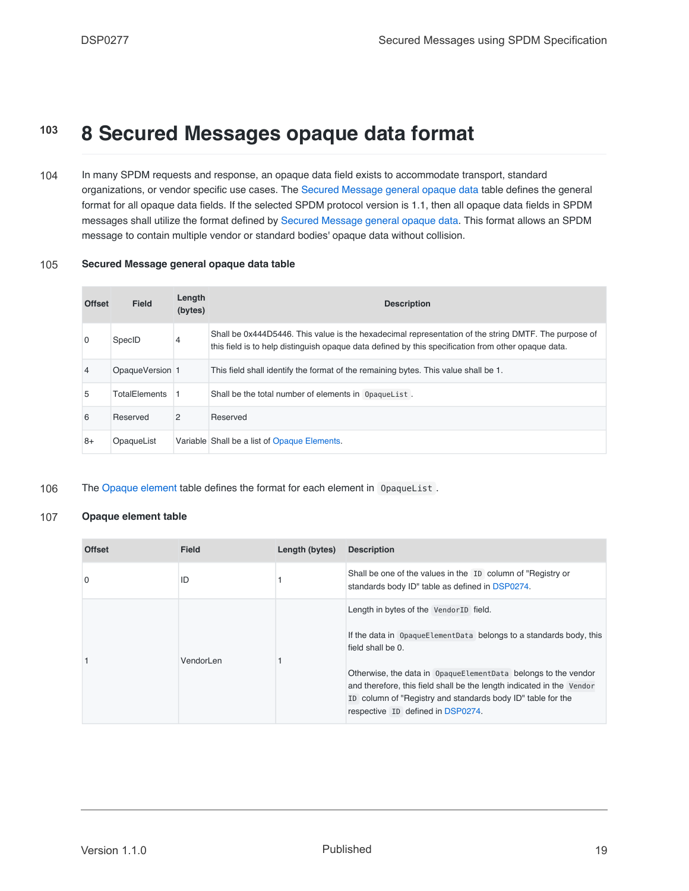103 # 8 Secured Messages opaque data format

104 In many SPDM requests and response, an opaque data field exists to accommodate transport, standard organizations, or vendor specific use cases. The Secured Message general opaque data table defines the general format for all opaque data fields. If the selected SPDM protocol version is 1.1, then all opaque data fields in SPDM messages shall utilize the format defined by Secured Message general opaque data. This format allows an SPDM message to contain multiple vendor or standard bodies' opaque data without collision.

105 **Secured Message general opaque data table**

| Offset | Field | Length (bytes) | Description |
|---|---|---|---|
| 0 | SpecID | 4 | Shall be 0x444D5446. This value is the hexadecimal representation of the string DMTF. The purpose of this field is to help distinguish opaque data defined by this specification from other opaque data. |
| 4 | OpaqueVersion | 1 | This field shall identify the format of the remaining bytes. This value shall be 1. |
| 5 | TotalElements | 1 | Shall be the total number of elements in `OpaqueList`. |
| 6 | Reserved | 2 | Reserved |
| 8+ | OpaqueList | Variable | Shall be a list of Opaque Elements. |

106 The Opaque element table defines the format for each element in `OpaqueList`.

107 **Opaque element table**

| Offset | Field | Length (bytes) | Description |
|---|---|---|---|
| 0 | ID | 1 | Shall be one of the values in the `ID` column of "Registry or standards body ID" table as defined in DSP0274. |
| 1 | VendorLen | 1 | Length in bytes of the `VendorID` field.<br><br>If the data in `OpaqueElementData` belongs to a standards body, this field shall be 0.<br><br>Otherwise, the data in `OpaqueElementData` belongs to the vendor and therefore, this field shall be the length indicated in the `Vendor ID` column of "Registry and standards body ID" table for the respective `ID` defined in DSP0274. |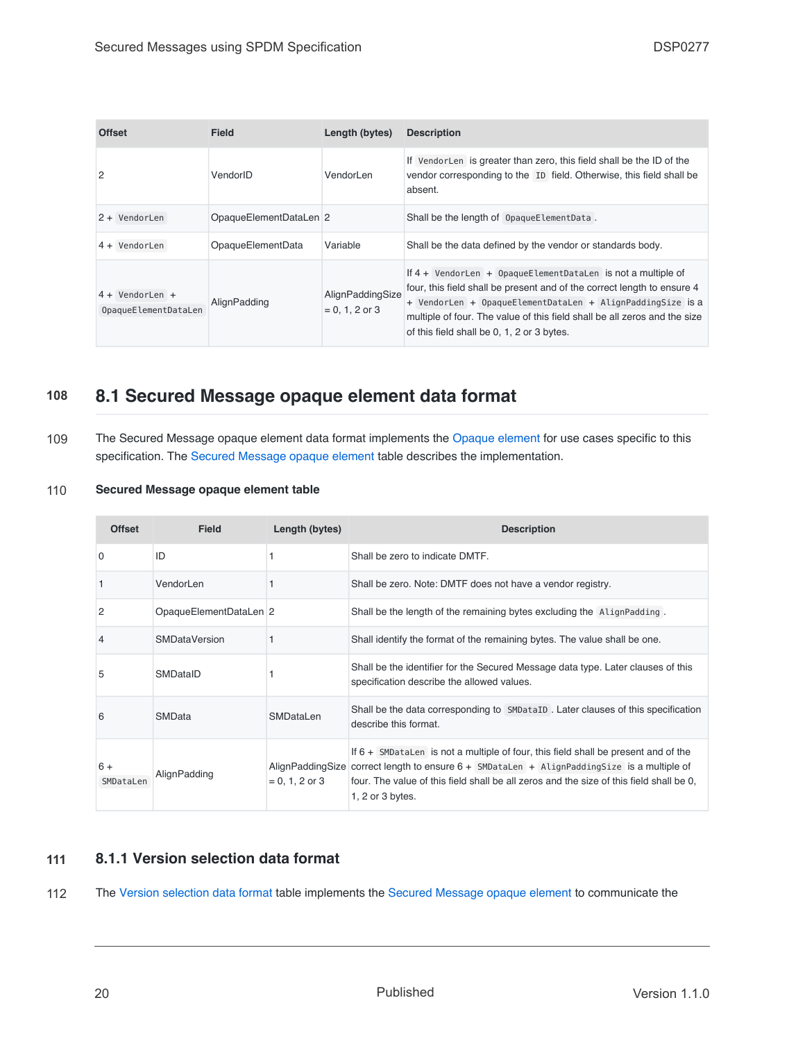| Offset | Field | Length (bytes) | Description |
|---|---|---|---|
| 2 | VendorID | VendorLen | If `VendorLen` is greater than zero, this field shall be the ID of the vendor corresponding to the `ID` field. Otherwise, this field shall be absent. |
| 2 + `VendorLen` | OpaqueElementDataLen | 2 | Shall be the length of `OpaqueElementData`. |
| 4 + `VendorLen` | OpaqueElementData | Variable | Shall be the data defined by the vendor or standards body. |
| 4 + `VendorLen` + `OpaqueElementDataLen` | AlignPadding | AlignPaddingSize = 0, 1, 2 or 3 | If 4 + `VendorLen` + `OpaqueElementDataLen` is not a multiple of four, this field shall be present and of the correct length to ensure 4 + `VendorLen` + `OpaqueElementDataLen` + `AlignPaddingSize` is a multiple of four. The value of this field shall be all zeros and the size of this field shall be 0, 1, 2 or 3 bytes. |

108

## 8.1 Secured Message opaque element data format

109 The Secured Message opaque element data format implements the Opaque element for use cases specific to this specification. The Secured Message opaque element table describes the implementation.

110 **Secured Message opaque element table**

| Offset | Field | Length (bytes) | Description |
|---|---|---|---|
| 0 | ID | 1 | Shall be zero to indicate DMTF. |
| 1 | VendorLen | 1 | Shall be zero. Note: DMTF does not have a vendor registry. |
| 2 | OpaqueElementDataLen | 2 | Shall be the length of the remaining bytes excluding the `AlignPadding`. |
| 4 | SMDataVersion | 1 | Shall identify the format of the remaining bytes. The value shall be one. |
| 5 | SMDataID | 1 | Shall be the identifier for the Secured Message data type. Later clauses of this specification describe the allowed values. |
| 6 | SMData | SMDataLen | Shall be the data corresponding to `SMDataID`. Later clauses of this specification describe this format. |
| 6 + `SMDataLen` | AlignPadding | AlignPaddingSize = 0, 1, 2 or 3 | If 6 + `SMDataLen` is not a multiple of four, this field shall be present and of the correct length to ensure 6 + `SMDataLen` + `AlignPaddingSize` is a multiple of four. The value of this field shall be all zeros and the size of this field shall be 0, 1, 2 or 3 bytes. |

111

### 8.1.1 Version selection data format

112 The Version selection data format table implements the Secured Message opaque element to communicate the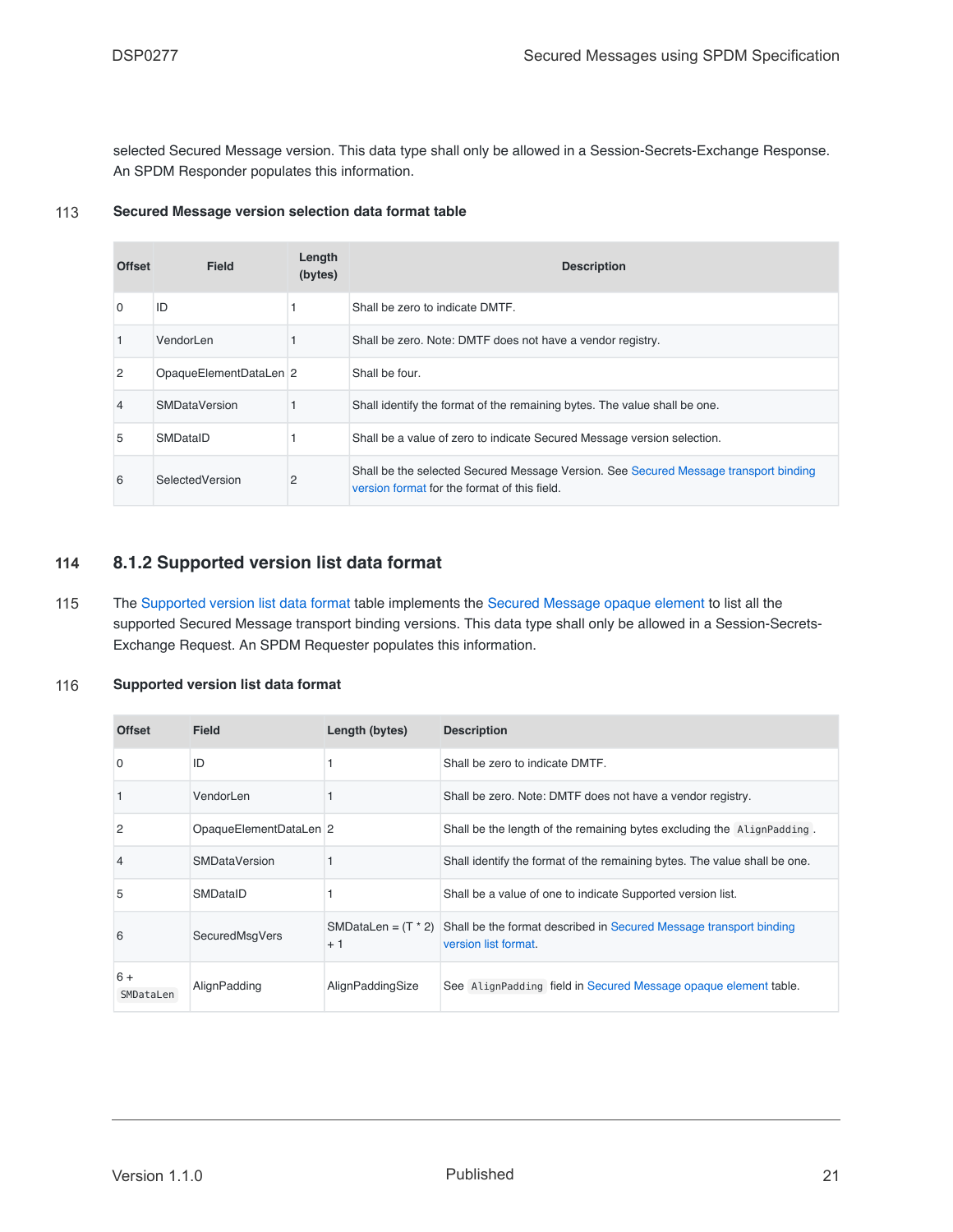selected Secured Message version. This data type shall only be allowed in a Session-Secrets-Exchange Response. An SPDM Responder populates this information.

113 **Secured Message version selection data format table**

| Offset | Field | Length (bytes) | Description |
|---|---|---|---|
| 0 | ID | 1 | Shall be zero to indicate DMTF. |
| 1 | VendorLen | 1 | Shall be zero. Note: DMTF does not have a vendor registry. |
| 2 | OpaqueElementDataLen | 2 | Shall be four. |
| 4 | SMDataVersion | 1 | Shall identify the format of the remaining bytes. The value shall be one. |
| 5 | SMDataID | 1 | Shall be a value of zero to indicate Secured Message version selection. |
| 6 | SelectedVersion | 2 | Shall be the selected Secured Message Version. See Secured Message transport binding version format for the format of this field. |

## 114 8.1.2 Supported version list data format

115 The Supported version list data format table implements the Secured Message opaque element to list all the supported Secured Message transport binding versions. This data type shall only be allowed in a Session-Secrets-Exchange Request. An SPDM Requester populates this information.

116 **Supported version list data format**

| Offset | Field | Length (bytes) | Description |
|---|---|---|---|
| 0 | ID | 1 | Shall be zero to indicate DMTF. |
| 1 | VendorLen | 1 | Shall be zero. Note: DMTF does not have a vendor registry. |
| 2 | OpaqueElementDataLen | 2 | Shall be the length of the remaining bytes excluding the `AlignPadding`. |
| 4 | SMDataVersion | 1 | Shall identify the format of the remaining bytes. The value shall be one. |
| 5 | SMDataID | 1 | Shall be a value of one to indicate Supported version list. |
| 6 | SecuredMsgVers | SMDataLen = (T * 2) + 1 | Shall be the format described in Secured Message transport binding version list format. |
| 6 + `SMDataLen` | AlignPadding | AlignPaddingSize | See `AlignPadding` field in Secured Message opaque element table. |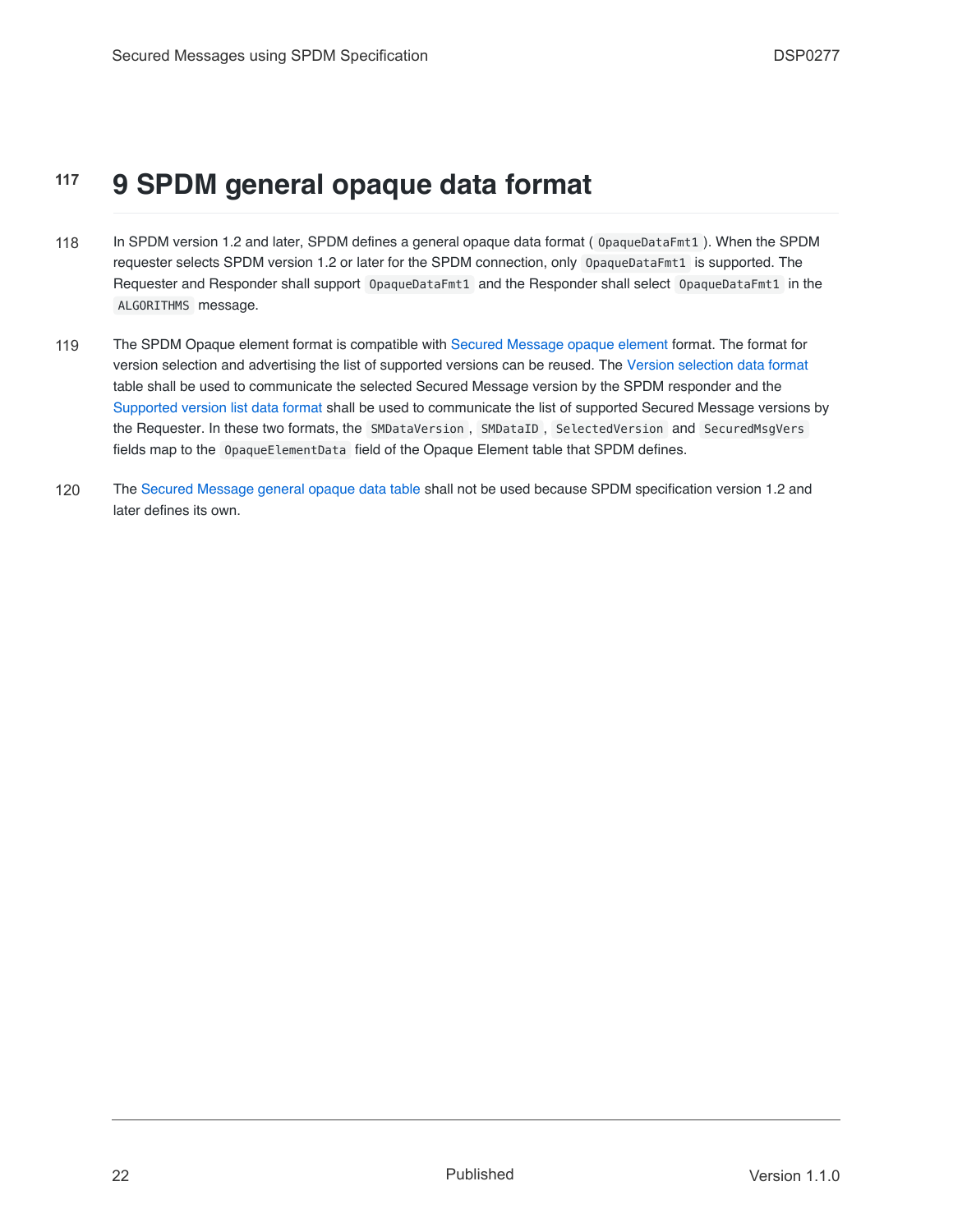117

# 9 SPDM general opaque data format

118 In SPDM version 1.2 and later, SPDM defines a general opaque data format ( `OpaqueDataFmt1` ). When the SPDM requester selects SPDM version 1.2 or later for the SPDM connection, only `OpaqueDataFmt1` is supported. The Requester and Responder shall support `OpaqueDataFmt1` and the Responder shall select `OpaqueDataFmt1` in the `ALGORITHMS` message.

119 The SPDM Opaque element format is compatible with Secured Message opaque element format. The format for version selection and advertising the list of supported versions can be reused. The Version selection data format table shall be used to communicate the selected Secured Message version by the SPDM responder and the Supported version list data format shall be used to communicate the list of supported Secured Message versions by the Requester. In these two formats, the `SMDataVersion` , `SMDataID` , `SelectedVersion` and `SecuredMsgVers` fields map to the `OpaqueElementData` field of the Opaque Element table that SPDM defines.

120 The Secured Message general opaque data table shall not be used because SPDM specification version 1.2 and later defines its own.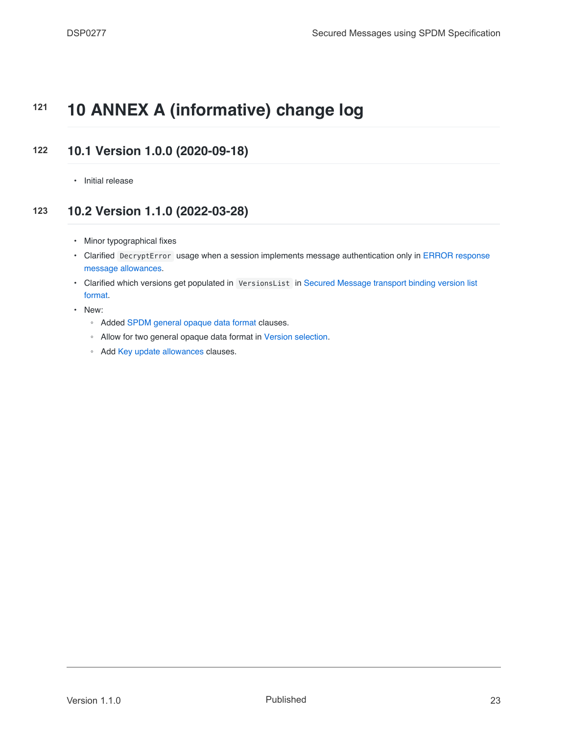# 10 ANNEX A (informative) change log

## 10.1 Version 1.0.0 (2020-09-18)

- Initial release

## 10.2 Version 1.1.0 (2022-03-28)

- Minor typographical fixes
- Clarified `DecryptError` usage when a session implements message authentication only in ERROR response message allowances.
- Clarified which versions get populated in `VersionsList` in Secured Message transport binding version list format.
- New:
  - Added SPDM general opaque data format clauses.
  - Allow for two general opaque data format in Version selection.
  - Add Key update allowances clauses.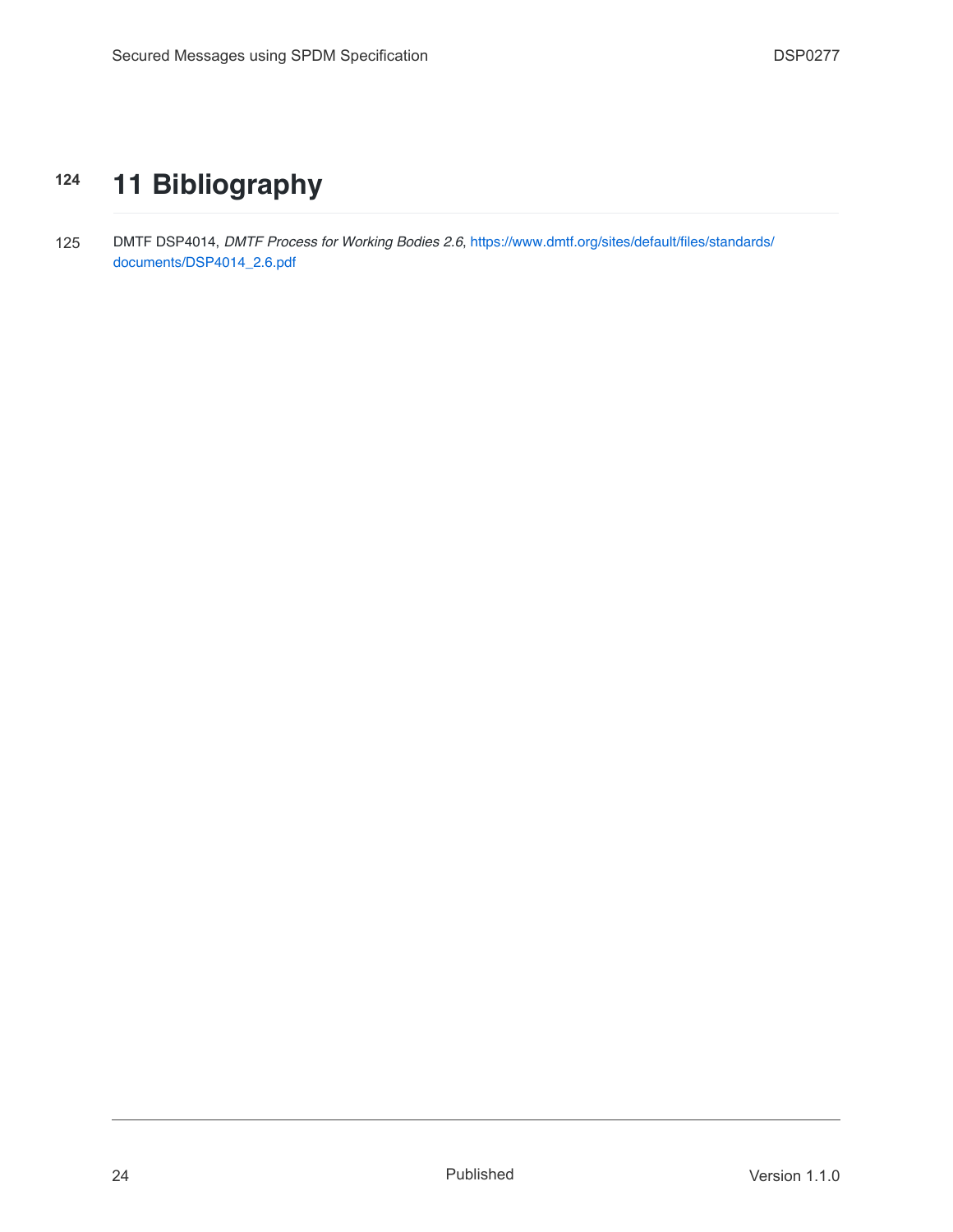# 11 Bibliography

DMTF DSP4014, *DMTF Process for Working Bodies 2.6*, https://www.dmtf.org/sites/default/files/standards/documents/DSP4014_2.6.pdf